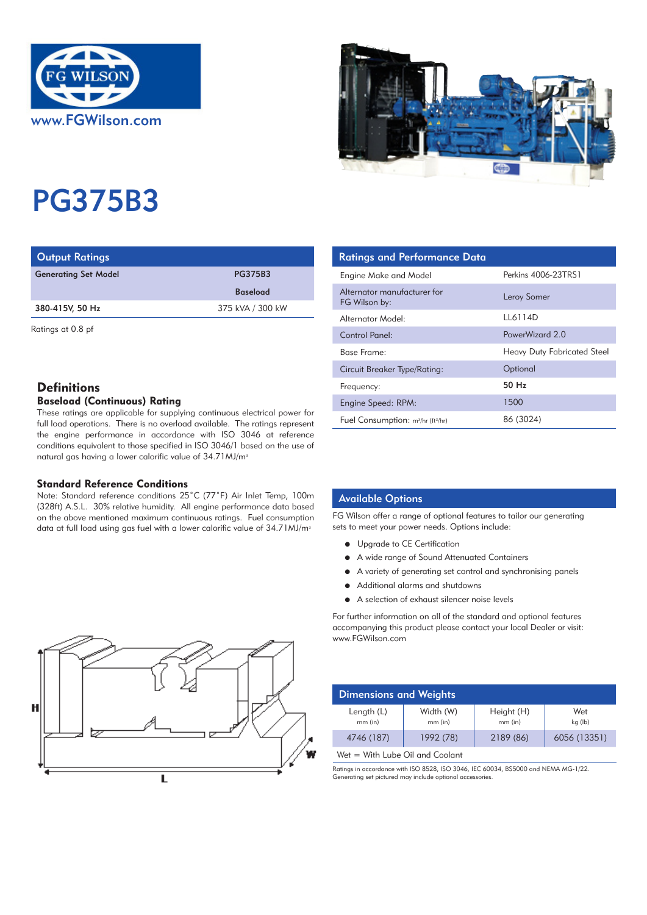www.FGWilson.com

# PG375B3

## Output Ratings

| Generating Set Model | PG375B3 |
|---|---|
| | Baseload |
| 380-415V, 50 Hz | 375 kVA / 300 kW |

Ratings at 0.8 pf

## Ratings and Performance Data

| | |
|---|---|
| Engine Make and Model | Perkins 4006-23TRS1 |
| Alternator manufacturer for FG Wilson by: | Leroy Somer |
| Alternator Model: | LL6114D |
| Control Panel: | PowerWizard 2.0 |
| Base Frame: | Heavy Duty Fabricated Steel |
| Circuit Breaker Type/Rating: | Optional |
| Frequency: | **50 Hz** |
| Engine Speed: RPM: | 1500 |
| Fuel Consumption: $m^3$/hr ($ft^3$/hr) | 86 (3024) |

## Definitions

### Baseload (Continuous) Rating

These ratings are applicable for supplying continuous electrical power for full load operations. There is no overload available. The ratings represent the engine performance in accordance with ISO 3046 at reference conditions equivalent to those specified in ISO 3046/1 based on the use of natural gas having a lower calorific value of 34.71MJ/$m^3$

### Standard Reference Conditions

Note: Standard reference conditions 25°C (77°F) Air Inlet Temp, 100m (328ft) A.S.L. 30% relative humidity. All engine performance data based on the above mentioned maximum continuous ratings. Fuel consumption data at full load using gas fuel with a lower calorific value of 34.71MJ/$m^3$

## Available Options

FG Wilson offer a range of optional features to tailor our generating sets to meet your power needs. Options include:

- Upgrade to CE Certification
- A wide range of Sound Attenuated Containers
- A variety of generating set control and synchronising panels
- Additional alarms and shutdowns
- A selection of exhaust silencer noise levels

For further information on all of the standard and optional features accompanying this product please contact your local Dealer or visit: www.FGWilson.com

## Dimensions and Weights

| Length (L) mm (in) | Width (W) mm (in) | Height (H) mm (in) | Wet kg (lb) |
|---|---|---|---|
| 4746 (187) | 1992 (78) | 2189 (86) | 6056 (13351) |

Wet = With Lube Oil and Coolant

Ratings in accordance with ISO 8528, ISO 3046, IEC 60034, BS5000 and NEMA MG-1/22.
Generating set pictured may include optional accessories.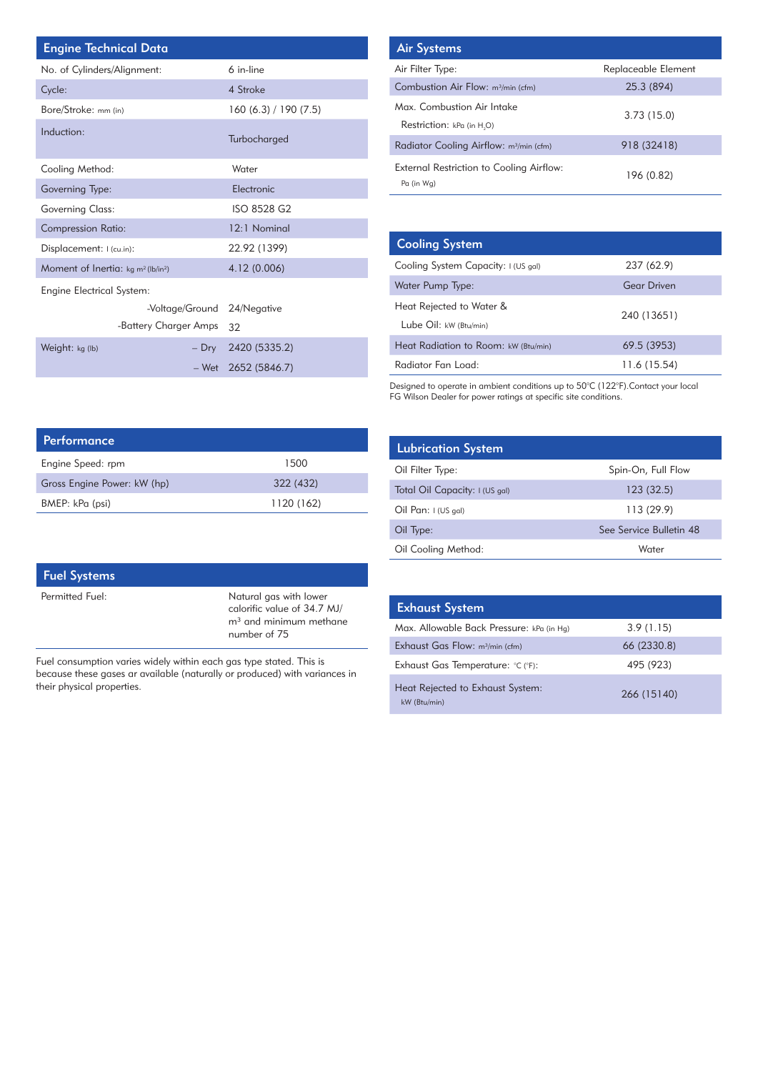## Engine Technical Data

| Parameter | Value |
|---|---|
| No. of Cylinders/Alignment: | 6 in-line |
| Cycle: | 4 Stroke |
| Bore/Stroke: mm (in) | 160 (6.3) / 190 (7.5) |
| Induction: | Turbocharged |
| Cooling Method: | Water |
| Governing Type: | Electronic |
| Governing Class: | ISO 8528 G2 |
| Compression Ratio: | 12:1 Nominal |
| Displacement: l (cu.in): | 22.92 (1399) |
| Moment of Inertia: kg m² (lb/in²) | 4.12 (0.006) |
| Engine Electrical System: | |
| -Voltage/Ground | 24/Negative |
| -Battery Charger Amps | 32 |
| Weight: kg (lb) – Dry | 2420 (5335.2) |
| – Wet | 2652 (5846.7) |

## Performance

| Parameter | Value |
|---|---|
| Engine Speed: rpm | 1500 |
| Gross Engine Power: kW (hp) | 322 (432) |
| BMEP: kPa (psi) | 1120 (162) |

## Fuel Systems

| Parameter | Value |
|---|---|
| Permitted Fuel: | Natural gas with lower calorific value of 34.7 MJ/m³ and minimum methane number of 75 |

Fuel consumption varies widely within each gas type stated. This is because these gases ar available (naturally or produced) with variances in their physical properties.

## Air Systems

| Parameter | Value |
|---|---|
| Air Filter Type: | Replaceable Element |
| Combustion Air Flow: m³/min (cfm) | 25.3 (894) |
| Max. Combustion Air Intake Restriction: kPa (in $H_2O$) | 3.73 (15.0) |
| Radiator Cooling Airflow: m³/min (cfm) | 918 (32418) |
| External Restriction to Cooling Airflow: Pa (in Wg) | 196 (0.82) |

## Cooling System

| Parameter | Value |
|---|---|
| Cooling System Capacity: l (US gal) | 237 (62.9) |
| Water Pump Type: | Gear Driven |
| Heat Rejected to Water & Lube Oil: kW (Btu/min) | 240 (13651) |
| Heat Radiation to Room: kW (Btu/min) | 69.5 (3953) |
| Radiator Fan Load: | 11.6 (15.54) |

Designed to operate in ambient conditions up to 50°C (122°F).Contact your local FG Wilson Dealer for power ratings at specific site conditions.

## Lubrication System

| Parameter | Value |
|---|---|
| Oil Filter Type: | Spin-On, Full Flow |
| Total Oil Capacity: l (US gal) | 123 (32.5) |
| Oil Pan: l (US gal) | 113 (29.9) |
| Oil Type: | See Service Bulletin 48 |
| Oil Cooling Method: | Water |

## Exhaust System

| Parameter | Value |
|---|---|
| Max. Allowable Back Pressure: kPa (in Hg) | 3.9 (1.15) |
| Exhaust Gas Flow: m³/min (cfm) | 66 (2330.8) |
| Exhaust Gas Temperature: °C (°F): | 495 (923) |
| Heat Rejected to Exhaust System: kW (Btu/min) | 266 (15140) |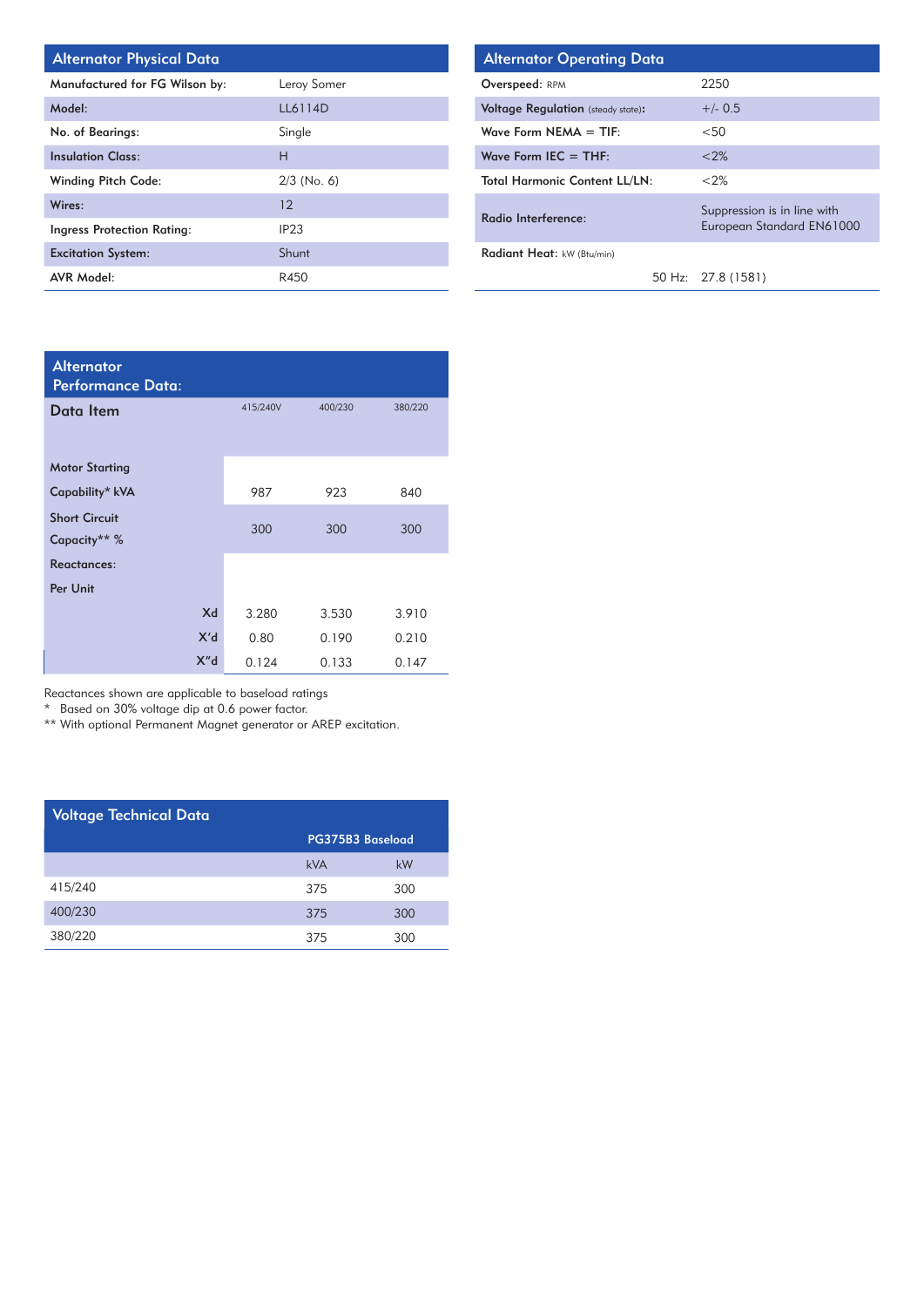## Alternator Physical Data

| | |
|---|---|
| Manufactured for FG Wilson by: | Leroy Somer |
| Model: | LL6114D |
| No. of Bearings: | Single |
| Insulation Class: | H |
| Winding Pitch Code: | 2/3 (No. 6) |
| Wires: | 12 |
| Ingress Protection Rating: | IP23 |
| Excitation System: | Shunt |
| AVR Model: | R450 |

## Alternator Operating Data

| | |
|---|---|
| Overspeed: RPM | 2250 |
| Voltage Regulation (steady state): | +/- 0.5 |
| Wave Form NEMA = TIF: | <50 |
| Wave Form IEC = THF: | <2% |
| Total Harmonic Content LL/LN: | <2% |
| Radio Interference: | Suppression is in line with European Standard EN61000 |
| Radiant Heat: kW (Btu/min) | |
| 50 Hz: | 27.8 (1581) |

## Alternator Performance Data:

| Data Item | 415/240V | 400/230 | 380/220 |
|---|---|---|---|
| Motor Starting Capability* kVA | 987 | 923 | 840 |
| Short Circuit Capacity** % | 300 | 300 | 300 |
| Reactances: Per Unit | | | |
| Xd | 3.280 | 3.530 | 3.910 |
| X'd | 0.80 | 0.190 | 0.210 |
| X"d | 0.124 | 0.133 | 0.147 |

Reactances shown are applicable to baseload ratings

\* Based on 30% voltage dip at 0.6 power factor.

\*\* With optional Permanent Magnet generator or AREP excitation.

## Voltage Technical Data

| | PG375B3 Baseload | |
|---|---|---|
| | kVA | kW |
| 415/240 | 375 | 300 |
| 400/230 | 375 | 300 |
| 380/220 | 375 | 300 |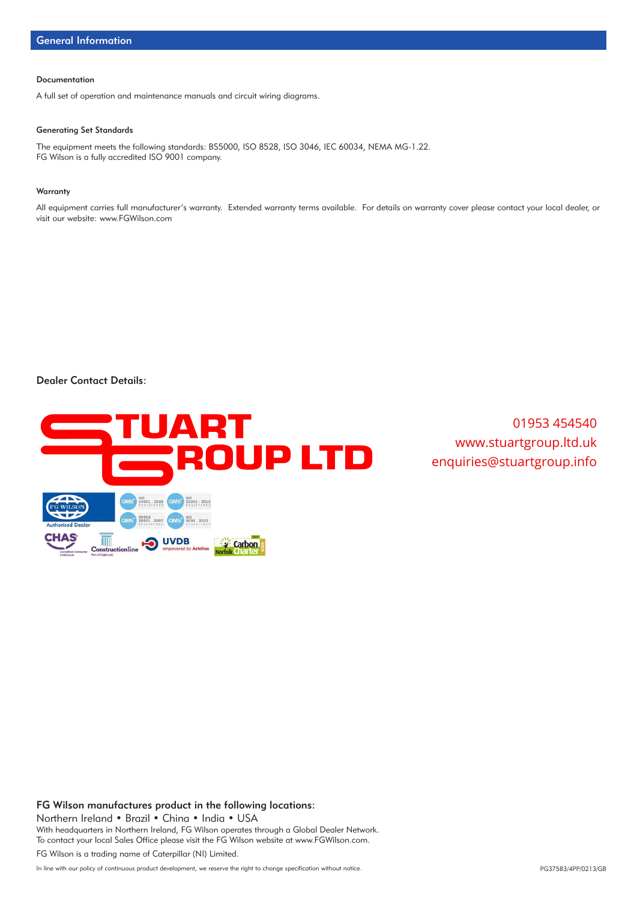## General Information

### Documentation

A full set of operation and maintenance manuals and circuit wiring diagrams.

### Generating Set Standards

The equipment meets the following standards: BS5000, ISO 8528, ISO 3046, IEC 60034, NEMA MG-1.22.
FG Wilson is a fully accredited ISO 9001 company.

### Warranty

All equipment carries full manufacturer's warranty. Extended warranty terms available. For details on warranty cover please contact your local dealer, or visit our website: www.FGWilson.com

### Dealer Contact Details:

STUART GROUP LTD

01953 454540
www.stuartgroup.ltd.uk
enquiries@stuartgroup.info

FG WILSON Authorised Dealer

ISO 14001 : 2015 REGISTERED
ISO 22301 : 2012 REGISTERED
OHSAS 18001 : 2007 REGISTERED
ISO 9001 : 2015 REGISTERED

CHAS Accredited Contractor
Constructionline
UVDB empowered by Achilles
Norfolk Carbon Charter

### FG Wilson manufactures product in the following locations:

Northern Ireland • Brazil • China • India • USA

With headquarters in Northern Ireland, FG Wilson operates through a Global Dealer Network.
To contact your local Sales Office please visit the FG Wilson website at www.FGWilson.com.

FG Wilson is a trading name of Caterpillar (NI) Limited.

In line with our policy of continuous product development, we reserve the right to change specification without notice.

PG375B3/4PP/0213/GB